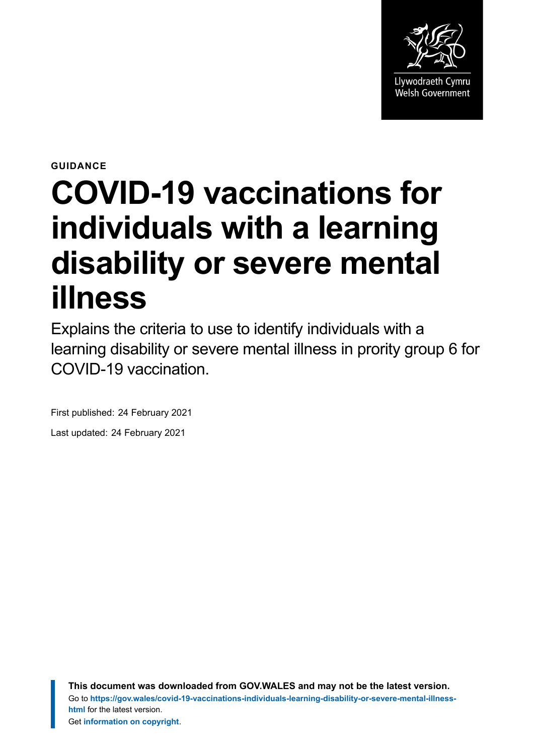Llywodraeth Cymru
Welsh Government

**GUIDANCE**

# COVID-19 vaccinations for individuals with a learning disability or severe mental illness

Explains the criteria to use to identify individuals with a learning disability or severe mental illness in prority group 6 for COVID-19 vaccination.

First published: 24 February 2021

Last updated: 24 February 2021

**This document was downloaded from GOV.WALES and may not be the latest version.**
Go to **https://gov.wales/covid-19-vaccinations-individuals-learning-disability-or-severe-mental-illness-html** for the latest version.
Get **information on copyright**.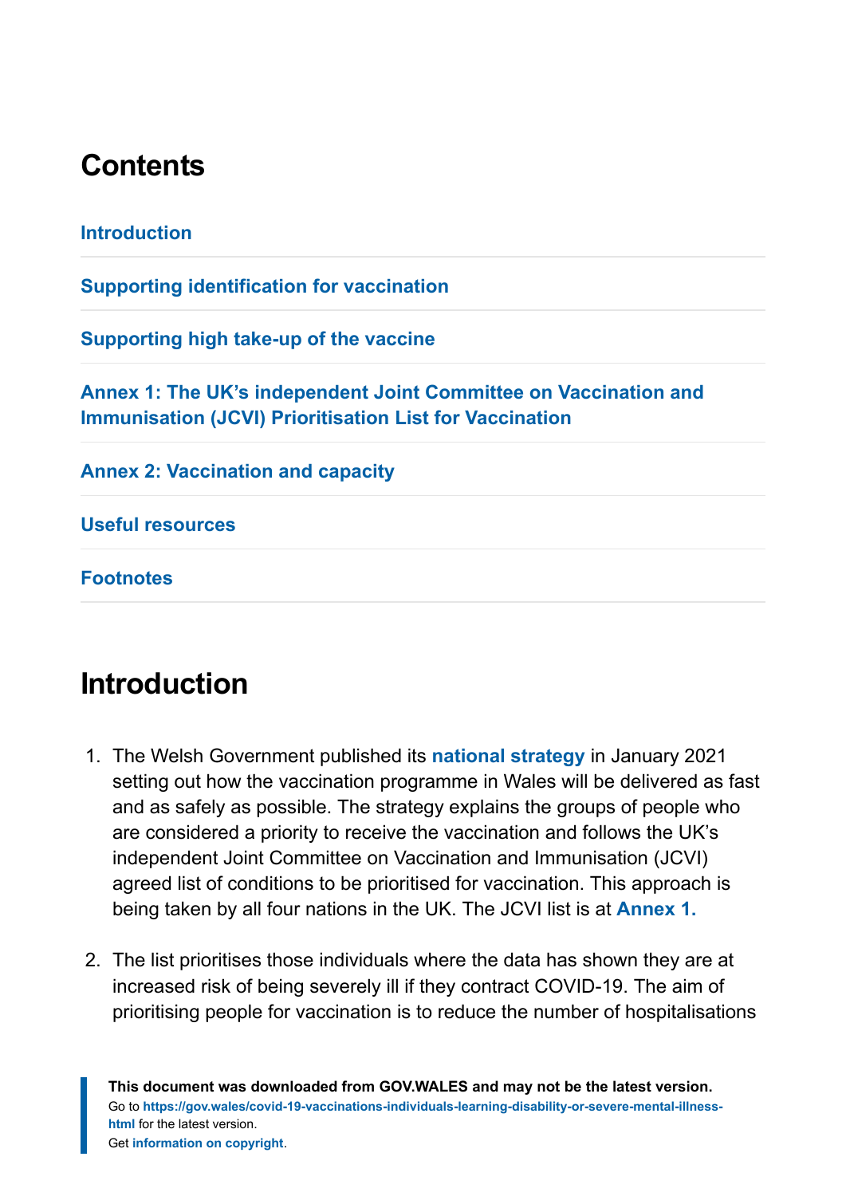## Contents

Introduction

Supporting identification for vaccination

Supporting high take-up of the vaccine

Annex 1: The UK's independent Joint Committee on Vaccination and Immunisation (JCVI) Prioritisation List for Vaccination

Annex 2: Vaccination and capacity

Useful resources

Footnotes

## Introduction

1. The Welsh Government published its **national strategy** in January 2021 setting out how the vaccination programme in Wales will be delivered as fast and as safely as possible. The strategy explains the groups of people who are considered a priority to receive the vaccination and follows the UK's independent Joint Committee on Vaccination and Immunisation (JCVI) agreed list of conditions to be prioritised for vaccination. This approach is being taken by all four nations in the UK. The JCVI list is at **Annex 1.**

2. The list prioritises those individuals where the data has shown they are at increased risk of being severely ill if they contract COVID-19. The aim of prioritising people for vaccination is to reduce the number of hospitalisations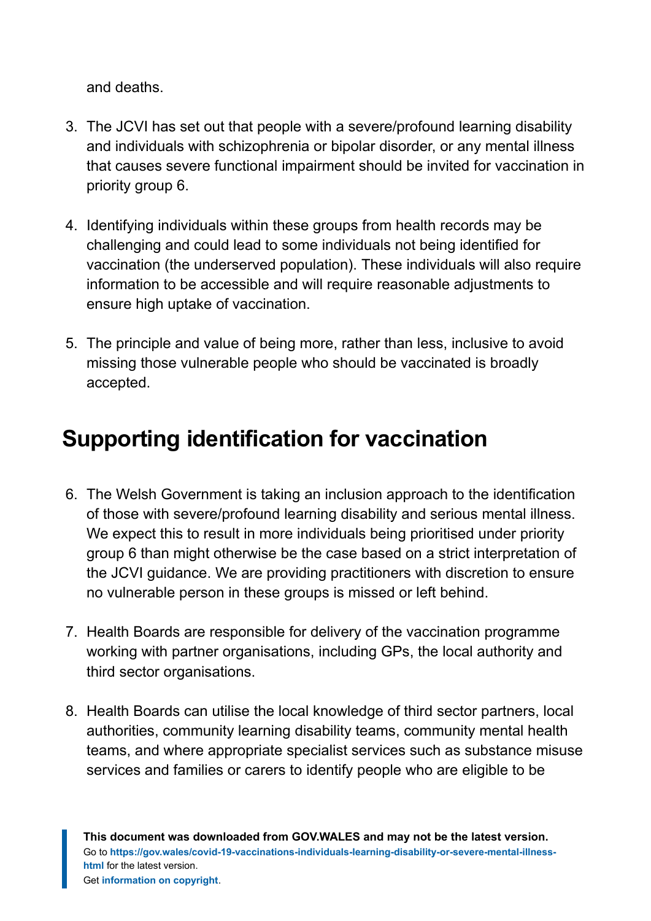and deaths.

3. The JCVI has set out that people with a severe/profound learning disability and individuals with schizophrenia or bipolar disorder, or any mental illness that causes severe functional impairment should be invited for vaccination in priority group 6.

4. Identifying individuals within these groups from health records may be challenging and could lead to some individuals not being identified for vaccination (the underserved population). These individuals will also require information to be accessible and will require reasonable adjustments to ensure high uptake of vaccination.

5. The principle and value of being more, rather than less, inclusive to avoid missing those vulnerable people who should be vaccinated is broadly accepted.

## Supporting identification for vaccination

6. The Welsh Government is taking an inclusion approach to the identification of those with severe/profound learning disability and serious mental illness. We expect this to result in more individuals being prioritised under priority group 6 than might otherwise be the case based on a strict interpretation of the JCVI guidance. We are providing practitioners with discretion to ensure no vulnerable person in these groups is missed or left behind.

7. Health Boards are responsible for delivery of the vaccination programme working with partner organisations, including GPs, the local authority and third sector organisations.

8. Health Boards can utilise the local knowledge of third sector partners, local authorities, community learning disability teams, community mental health teams, and where appropriate specialist services such as substance misuse services and families or carers to identify people who are eligible to be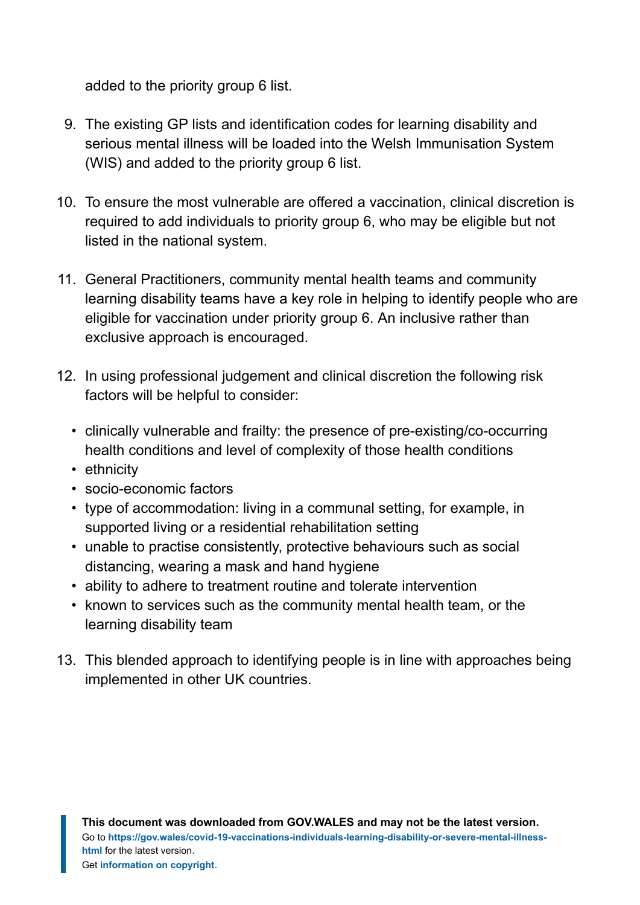added to the priority group 6 list.

9. The existing GP lists and identification codes for learning disability and serious mental illness will be loaded into the Welsh Immunisation System (WIS) and added to the priority group 6 list.

10. To ensure the most vulnerable are offered a vaccination, clinical discretion is required to add individuals to priority group 6, who may be eligible but not listed in the national system.

11. General Practitioners, community mental health teams and community learning disability teams have a key role in helping to identify people who are eligible for vaccination under priority group 6. An inclusive rather than exclusive approach is encouraged.

12. In using professional judgement and clinical discretion the following risk factors will be helpful to consider:

    - clinically vulnerable and frailty: the presence of pre-existing/co-occurring health conditions and level of complexity of those health conditions
    - ethnicity
    - socio-economic factors
    - type of accommodation: living in a communal setting, for example, in supported living or a residential rehabilitation setting
    - unable to practise consistently, protective behaviours such as social distancing, wearing a mask and hand hygiene
    - ability to adhere to treatment routine and tolerate intervention
    - known to services such as the community mental health team, or the learning disability team

13. This blended approach to identifying people is in line with approaches being implemented in other UK countries.

**This document was downloaded from GOV.WALES and may not be the latest version.**
Go to **https://gov.wales/covid-19-vaccinations-individuals-learning-disability-or-severe-mental-illness-html** for the latest version.
Get **information on copyright**.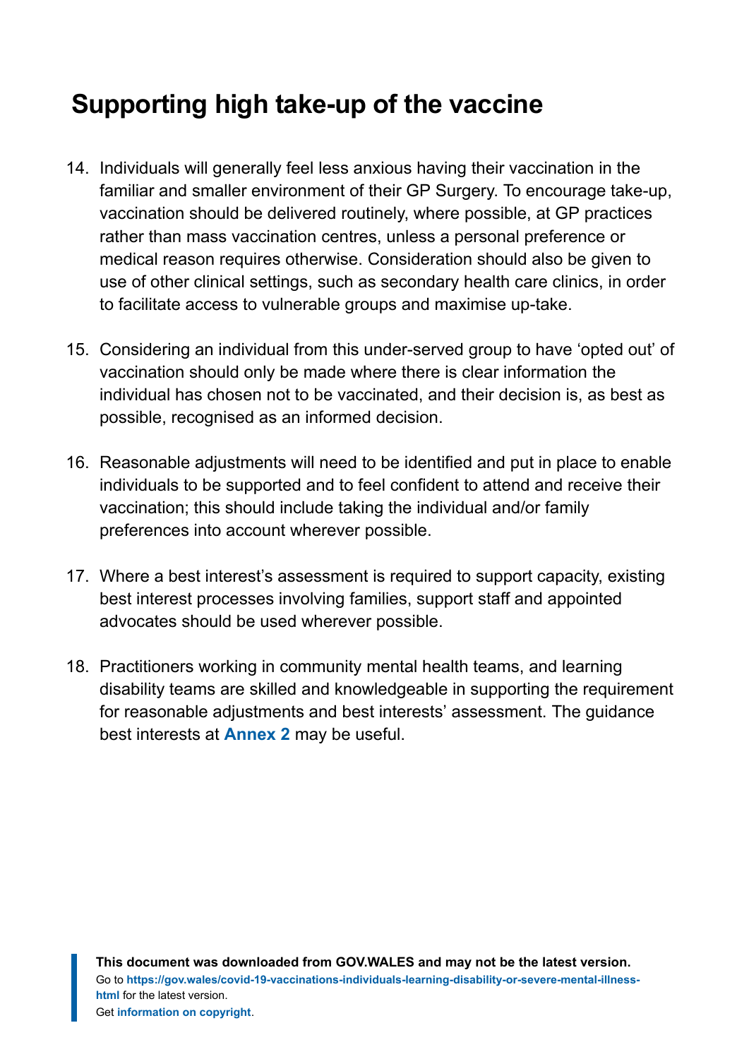## Supporting high take-up of the vaccine

14. Individuals will generally feel less anxious having their vaccination in the familiar and smaller environment of their GP Surgery. To encourage take-up, vaccination should be delivered routinely, where possible, at GP practices rather than mass vaccination centres, unless a personal preference or medical reason requires otherwise. Consideration should also be given to use of other clinical settings, such as secondary health care clinics, in order to facilitate access to vulnerable groups and maximise up-take.

15. Considering an individual from this under-served group to have 'opted out' of vaccination should only be made where there is clear information the individual has chosen not to be vaccinated, and their decision is, as best as possible, recognised as an informed decision.

16. Reasonable adjustments will need to be identified and put in place to enable individuals to be supported and to feel confident to attend and receive their vaccination; this should include taking the individual and/or family preferences into account wherever possible.

17. Where a best interest's assessment is required to support capacity, existing best interest processes involving families, support staff and appointed advocates should be used wherever possible.

18. Practitioners working in community mental health teams, and learning disability teams are skilled and knowledgeable in supporting the requirement for reasonable adjustments and best interests' assessment. The guidance best interests at **Annex 2** may be useful.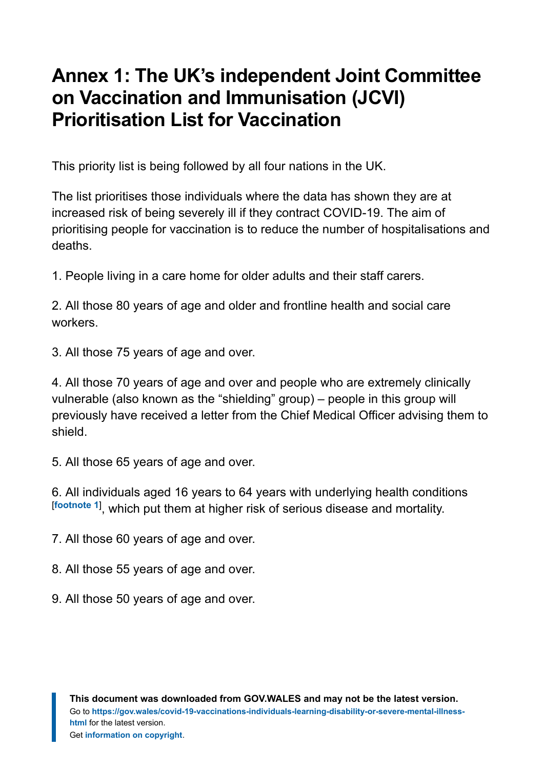# Annex 1: The UK's independent Joint Committee on Vaccination and Immunisation (JCVI) Prioritisation List for Vaccination

This priority list is being followed by all four nations in the UK.

The list prioritises those individuals where the data has shown they are at increased risk of being severely ill if they contract COVID-19. The aim of prioritising people for vaccination is to reduce the number of hospitalisations and deaths.

1. People living in a care home for older adults and their staff carers.

2. All those 80 years of age and older and frontline health and social care workers.

3. All those 75 years of age and over.

4. All those 70 years of age and over and people who are extremely clinically vulnerable (also known as the "shielding" group) – people in this group will previously have received a letter from the Chief Medical Officer advising them to shield.

5. All those 65 years of age and over.

6. All individuals aged 16 years to 64 years with underlying health conditions [footnote 1], which put them at higher risk of serious disease and mortality.

7. All those 60 years of age and over.

8. All those 55 years of age and over.

9. All those 50 years of age and over.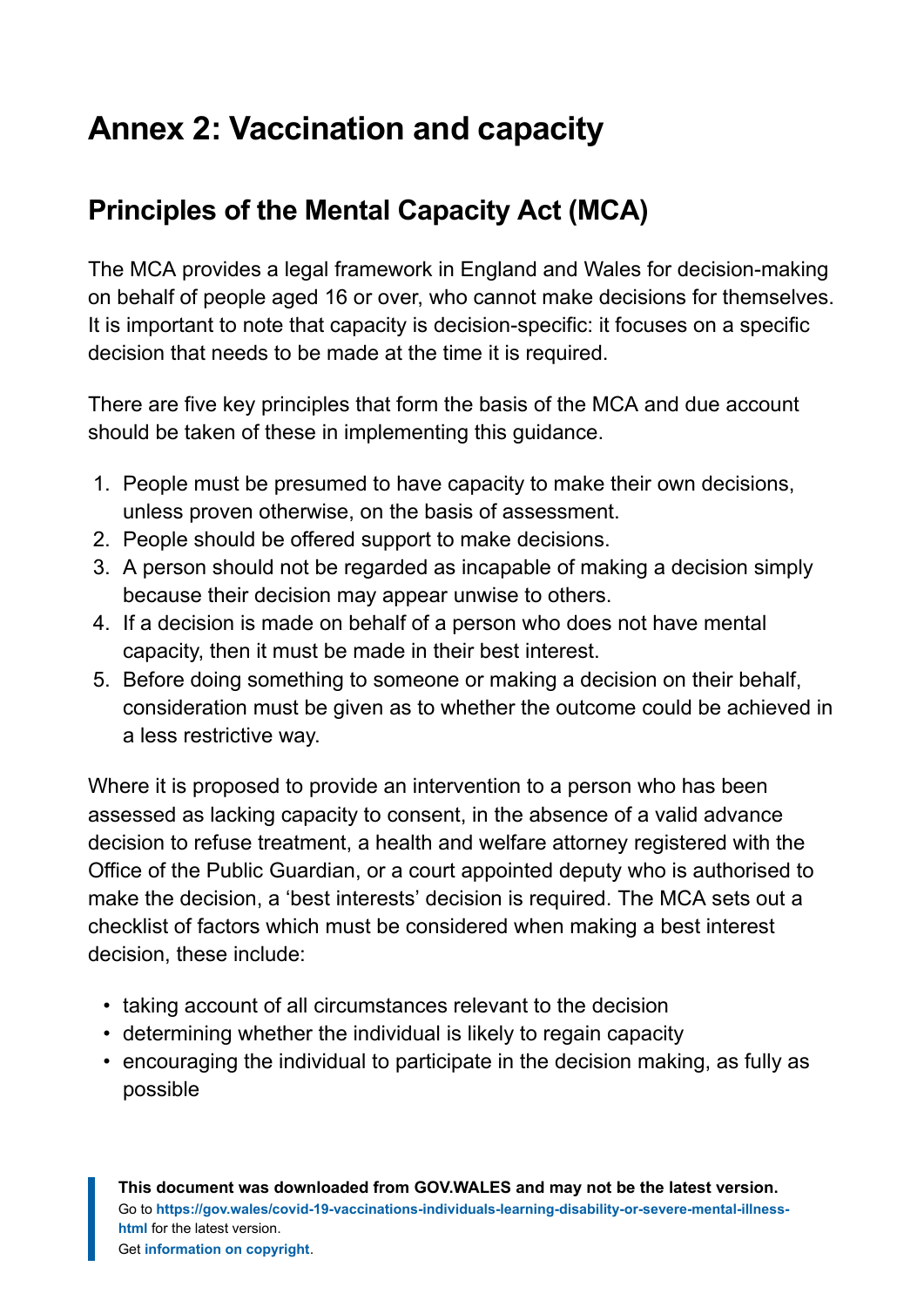# Annex 2: Vaccination and capacity

## Principles of the Mental Capacity Act (MCA)

The MCA provides a legal framework in England and Wales for decision-making on behalf of people aged 16 or over, who cannot make decisions for themselves. It is important to note that capacity is decision-specific: it focuses on a specific decision that needs to be made at the time it is required.

There are five key principles that form the basis of the MCA and due account should be taken of these in implementing this guidance.

1. People must be presumed to have capacity to make their own decisions, unless proven otherwise, on the basis of assessment.
2. People should be offered support to make decisions.
3. A person should not be regarded as incapable of making a decision simply because their decision may appear unwise to others.
4. If a decision is made on behalf of a person who does not have mental capacity, then it must be made in their best interest.
5. Before doing something to someone or making a decision on their behalf, consideration must be given as to whether the outcome could be achieved in a less restrictive way.

Where it is proposed to provide an intervention to a person who has been assessed as lacking capacity to consent, in the absence of a valid advance decision to refuse treatment, a health and welfare attorney registered with the Office of the Public Guardian, or a court appointed deputy who is authorised to make the decision, a 'best interests' decision is required. The MCA sets out a checklist of factors which must be considered when making a best interest decision, these include:

- taking account of all circumstances relevant to the decision
- determining whether the individual is likely to regain capacity
- encouraging the individual to participate in the decision making, as fully as possible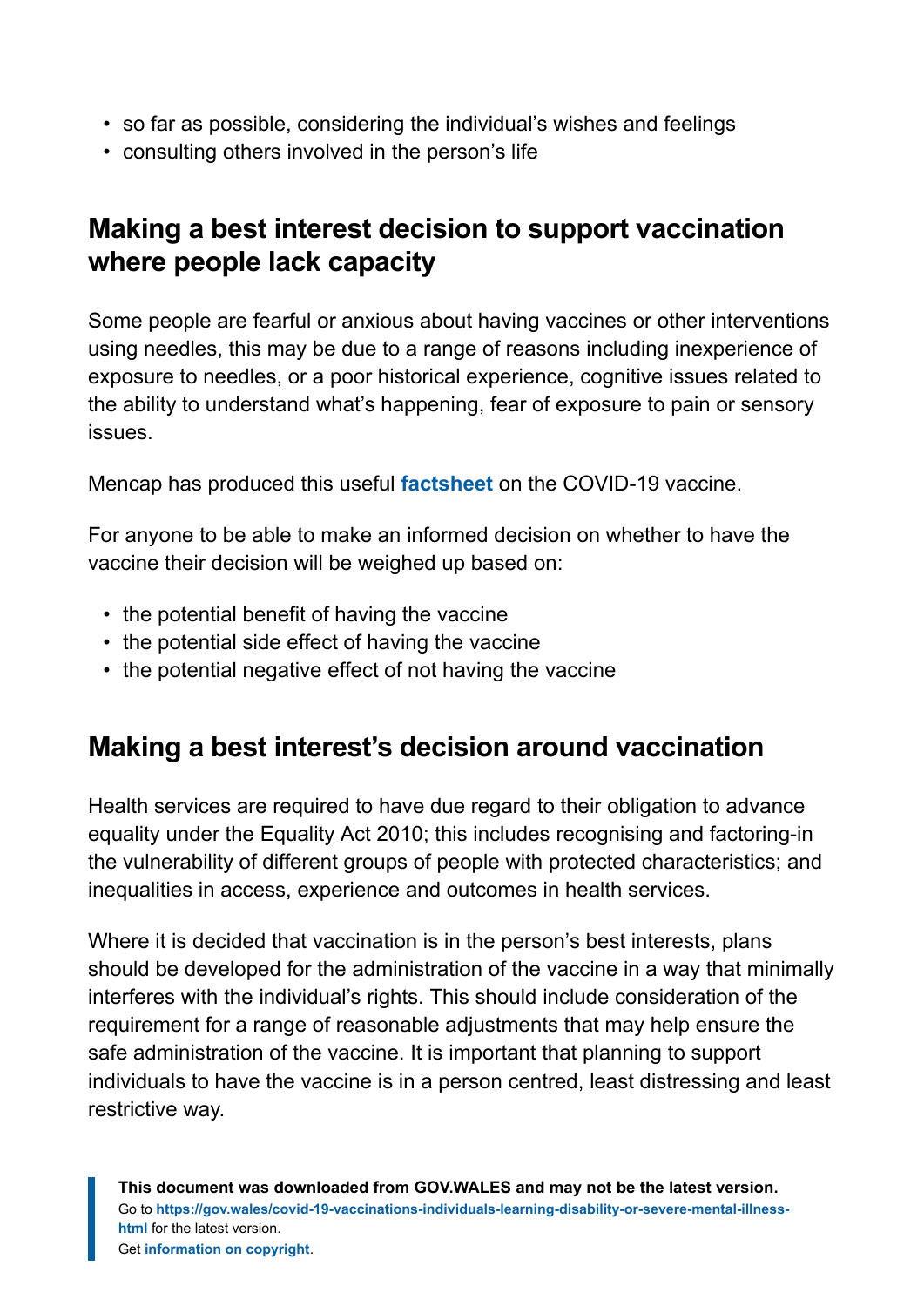- so far as possible, considering the individual's wishes and feelings
- consulting others involved in the person's life

## Making a best interest decision to support vaccination where people lack capacity

Some people are fearful or anxious about having vaccines or other interventions using needles, this may be due to a range of reasons including inexperience of exposure to needles, or a poor historical experience, cognitive issues related to the ability to understand what's happening, fear of exposure to pain or sensory issues.

Mencap has produced this useful **factsheet** on the COVID-19 vaccine.

For anyone to be able to make an informed decision on whether to have the vaccine their decision will be weighed up based on:

- the potential benefit of having the vaccine
- the potential side effect of having the vaccine
- the potential negative effect of not having the vaccine

## Making a best interest's decision around vaccination

Health services are required to have due regard to their obligation to advance equality under the Equality Act 2010; this includes recognising and factoring-in the vulnerability of different groups of people with protected characteristics; and inequalities in access, experience and outcomes in health services.

Where it is decided that vaccination is in the person's best interests, plans should be developed for the administration of the vaccine in a way that minimally interferes with the individual's rights. This should include consideration of the requirement for a range of reasonable adjustments that may help ensure the safe administration of the vaccine. It is important that planning to support individuals to have the vaccine is in a person centred, least distressing and least restrictive way.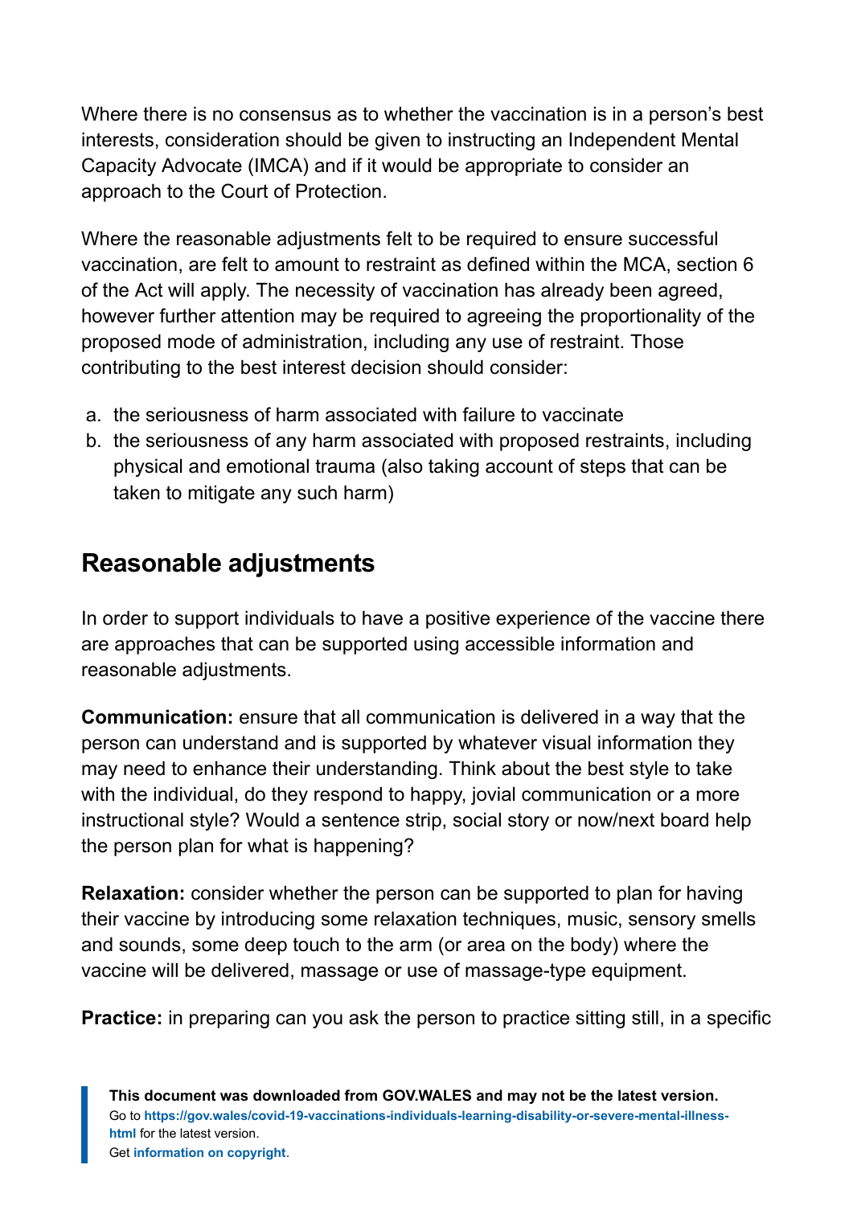Where there is no consensus as to whether the vaccination is in a person's best interests, consideration should be given to instructing an Independent Mental Capacity Advocate (IMCA) and if it would be appropriate to consider an approach to the Court of Protection.

Where the reasonable adjustments felt to be required to ensure successful vaccination, are felt to amount to restraint as defined within the MCA, section 6 of the Act will apply. The necessity of vaccination has already been agreed, however further attention may be required to agreeing the proportionality of the proposed mode of administration, including any use of restraint. Those contributing to the best interest decision should consider:

a. the seriousness of harm associated with failure to vaccinate
b. the seriousness of any harm associated with proposed restraints, including physical and emotional trauma (also taking account of steps that can be taken to mitigate any such harm)

## Reasonable adjustments

In order to support individuals to have a positive experience of the vaccine there are approaches that can be supported using accessible information and reasonable adjustments.

**Communication:** ensure that all communication is delivered in a way that the person can understand and is supported by whatever visual information they may need to enhance their understanding. Think about the best style to take with the individual, do they respond to happy, jovial communication or a more instructional style? Would a sentence strip, social story or now/next board help the person plan for what is happening?

**Relaxation:** consider whether the person can be supported to plan for having their vaccine by introducing some relaxation techniques, music, sensory smells and sounds, some deep touch to the arm (or area on the body) where the vaccine will be delivered, massage or use of massage-type equipment.

**Practice:** in preparing can you ask the person to practice sitting still, in a specific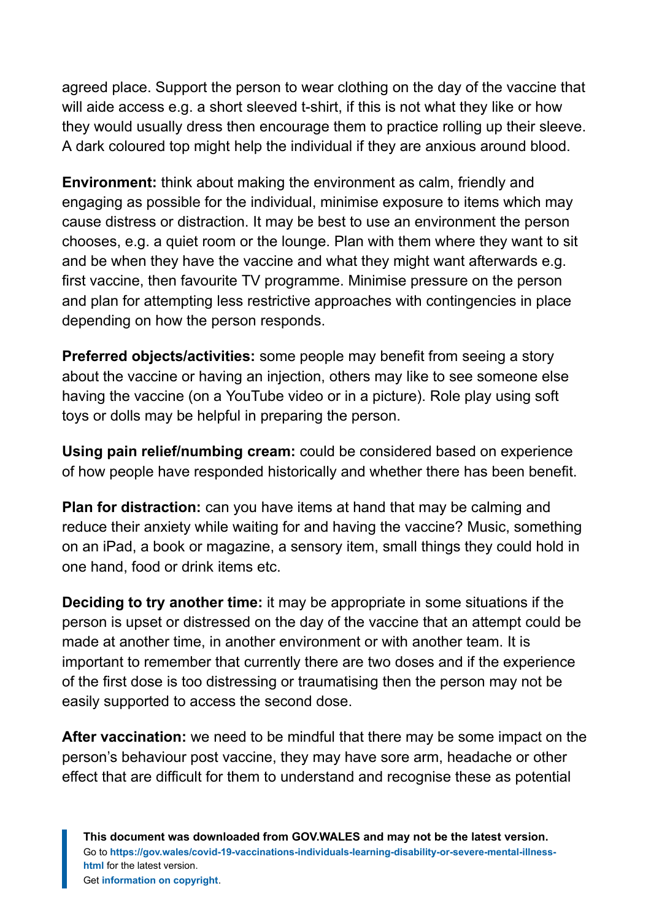agreed place. Support the person to wear clothing on the day of the vaccine that will aide access e.g. a short sleeved t-shirt, if this is not what they like or how they would usually dress then encourage them to practice rolling up their sleeve. A dark coloured top might help the individual if they are anxious around blood.

**Environment:** think about making the environment as calm, friendly and engaging as possible for the individual, minimise exposure to items which may cause distress or distraction. It may be best to use an environment the person chooses, e.g. a quiet room or the lounge. Plan with them where they want to sit and be when they have the vaccine and what they might want afterwards e.g. first vaccine, then favourite TV programme. Minimise pressure on the person and plan for attempting less restrictive approaches with contingencies in place depending on how the person responds.

**Preferred objects/activities:** some people may benefit from seeing a story about the vaccine or having an injection, others may like to see someone else having the vaccine (on a YouTube video or in a picture). Role play using soft toys or dolls may be helpful in preparing the person.

**Using pain relief/numbing cream:** could be considered based on experience of how people have responded historically and whether there has been benefit.

**Plan for distraction:** can you have items at hand that may be calming and reduce their anxiety while waiting for and having the vaccine? Music, something on an iPad, a book or magazine, a sensory item, small things they could hold in one hand, food or drink items etc.

**Deciding to try another time:** it may be appropriate in some situations if the person is upset or distressed on the day of the vaccine that an attempt could be made at another time, in another environment or with another team. It is important to remember that currently there are two doses and if the experience of the first dose is too distressing or traumatising then the person may not be easily supported to access the second dose.

**After vaccination:** we need to be mindful that there may be some impact on the person's behaviour post vaccine, they may have sore arm, headache or other effect that are difficult for them to understand and recognise these as potential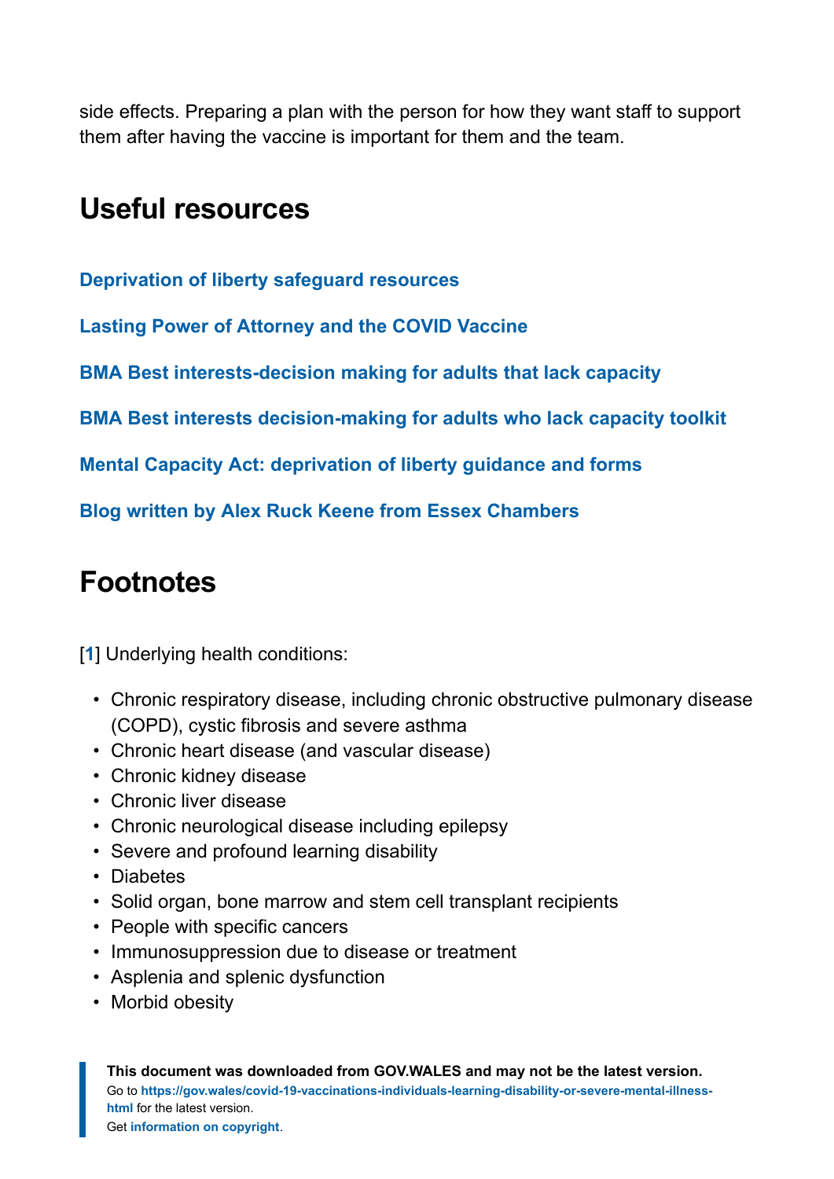side effects. Preparing a plan with the person for how they want staff to support them after having the vaccine is important for them and the team.

## Useful resources

**Deprivation of liberty safeguard resources**

**Lasting Power of Attorney and the COVID Vaccine**

**BMA Best interests-decision making for adults that lack capacity**

**BMA Best interests decision-making for adults who lack capacity toolkit**

**Mental Capacity Act: deprivation of liberty guidance and forms**

**Blog written by Alex Ruck Keene from Essex Chambers**

## Footnotes

[1] Underlying health conditions:

- Chronic respiratory disease, including chronic obstructive pulmonary disease (COPD), cystic fibrosis and severe asthma
- Chronic heart disease (and vascular disease)
- Chronic kidney disease
- Chronic liver disease
- Chronic neurological disease including epilepsy
- Severe and profound learning disability
- Diabetes
- Solid organ, bone marrow and stem cell transplant recipients
- People with specific cancers
- Immunosuppression due to disease or treatment
- Asplenia and splenic dysfunction
- Morbid obesity

**This document was downloaded from GOV.WALES and may not be the latest version.**
Go to **https://gov.wales/covid-19-vaccinations-individuals-learning-disability-or-severe-mental-illness-html** for the latest version.
Get **information on copyright**.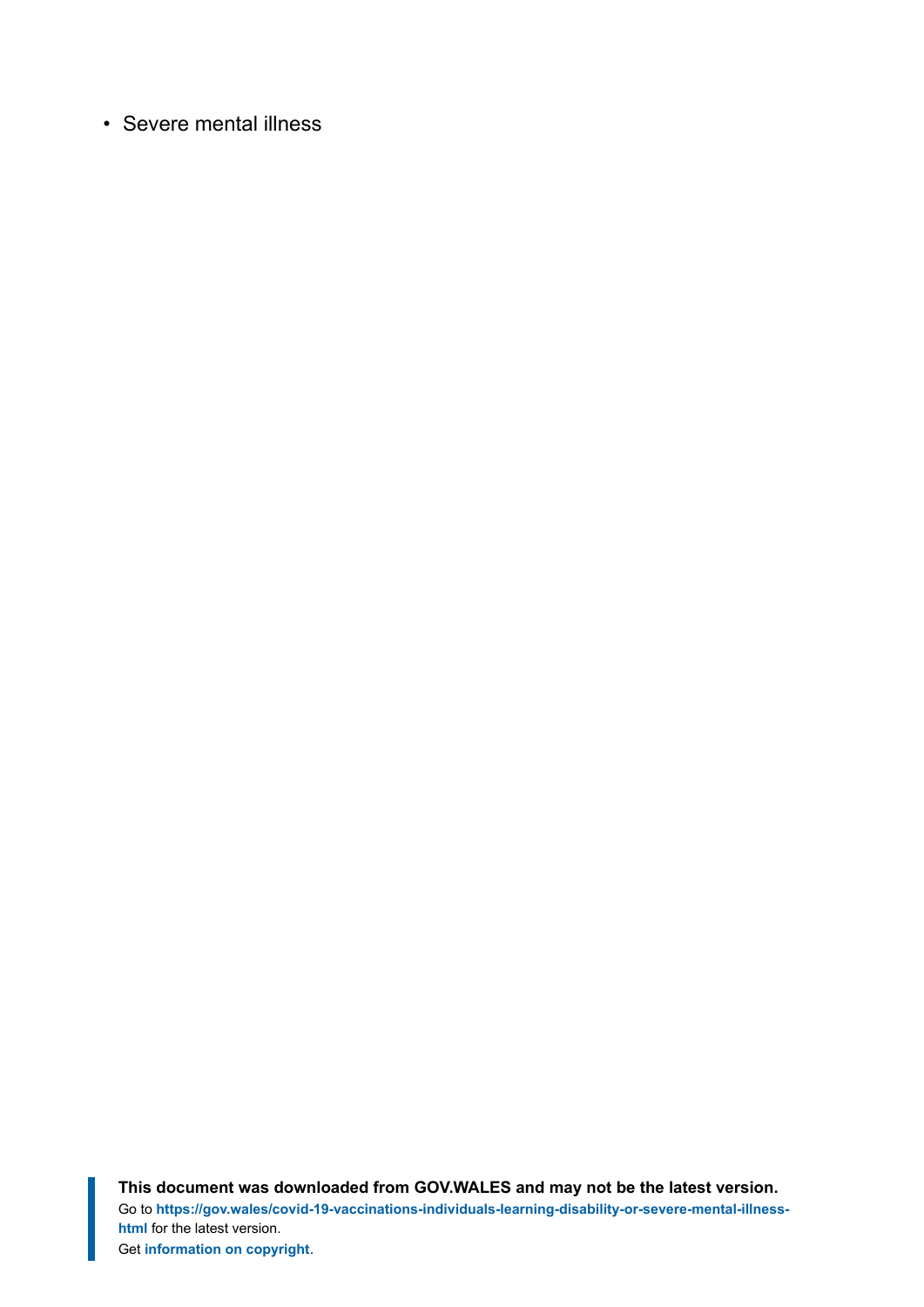- Severe mental illness

**This document was downloaded from GOV.WALES and may not be the latest version.**
Go to **https://gov.wales/covid-19-vaccinations-individuals-learning-disability-or-severe-mental-illness-html** for the latest version.
Get **information on copyright**.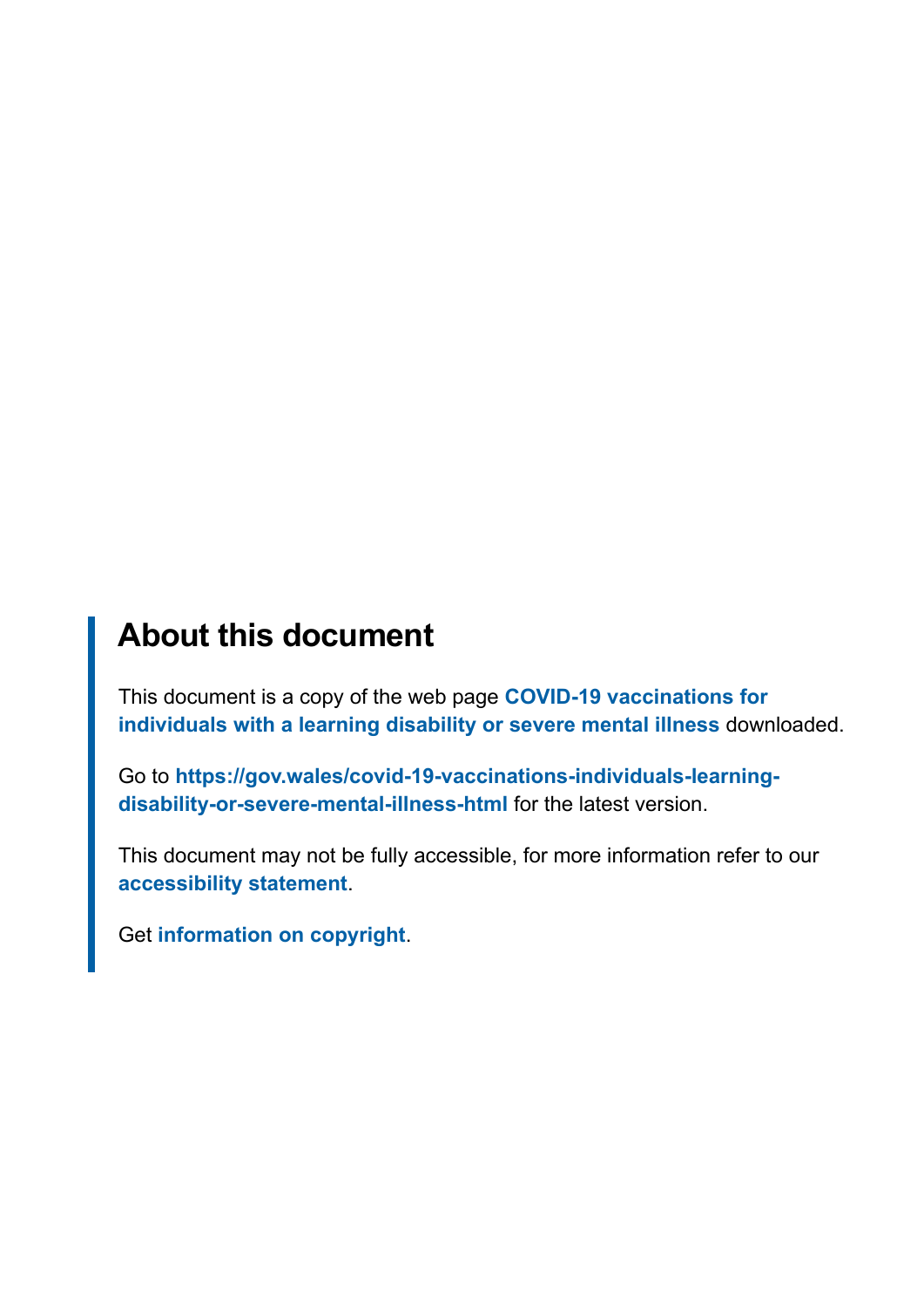## About this document

This document is a copy of the web page **COVID-19 vaccinations for individuals with a learning disability or severe mental illness** downloaded.

Go to **https://gov.wales/covid-19-vaccinations-individuals-learning-disability-or-severe-mental-illness-html** for the latest version.

This document may not be fully accessible, for more information refer to our **accessibility statement**.

Get **information on copyright**.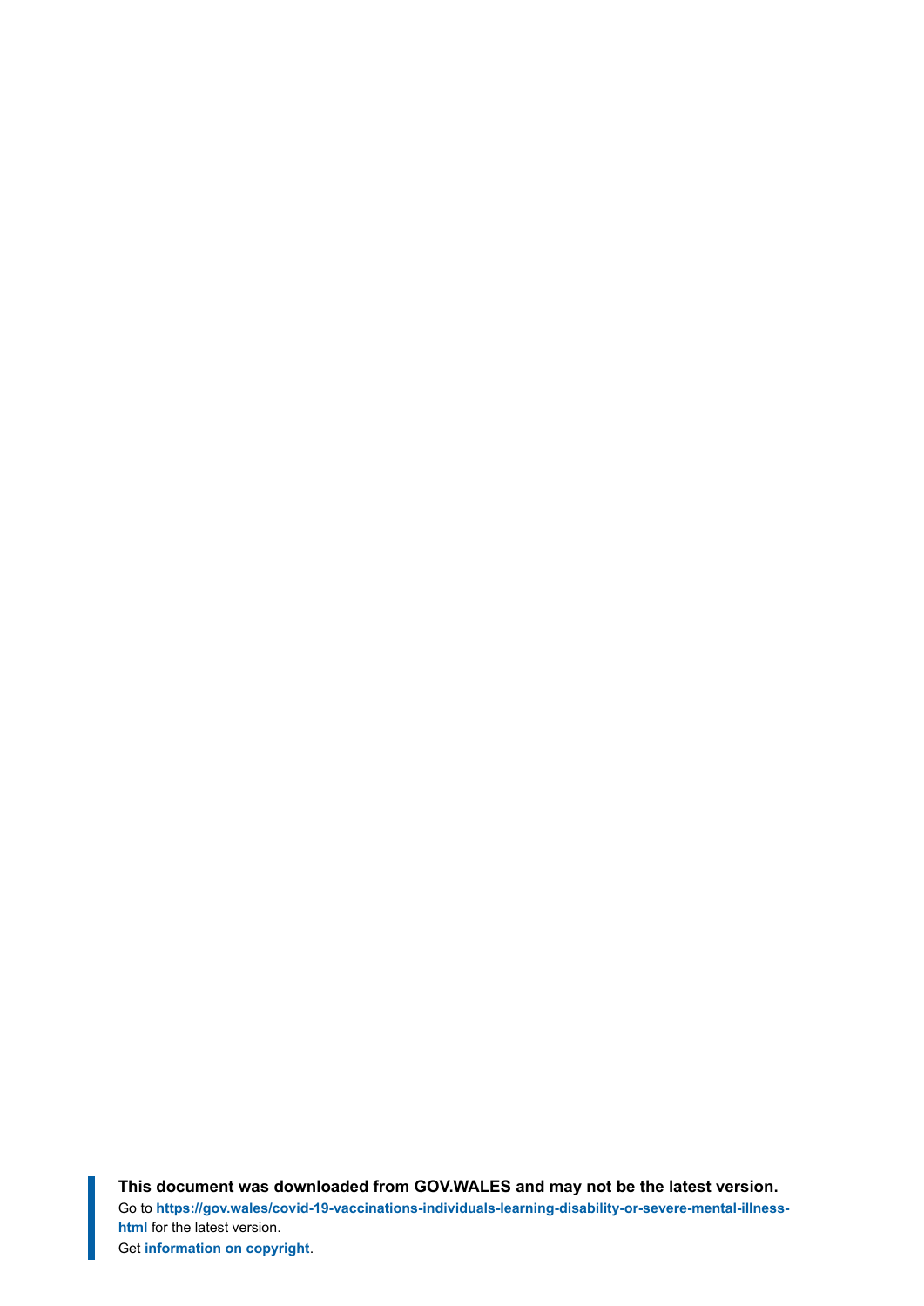**This document was downloaded from GOV.WALES and may not be the latest version.**

Go to **https://gov.wales/covid-19-vaccinations-individuals-learning-disability-or-severe-mental-illness-html** for the latest version.

Get **information on copyright**.